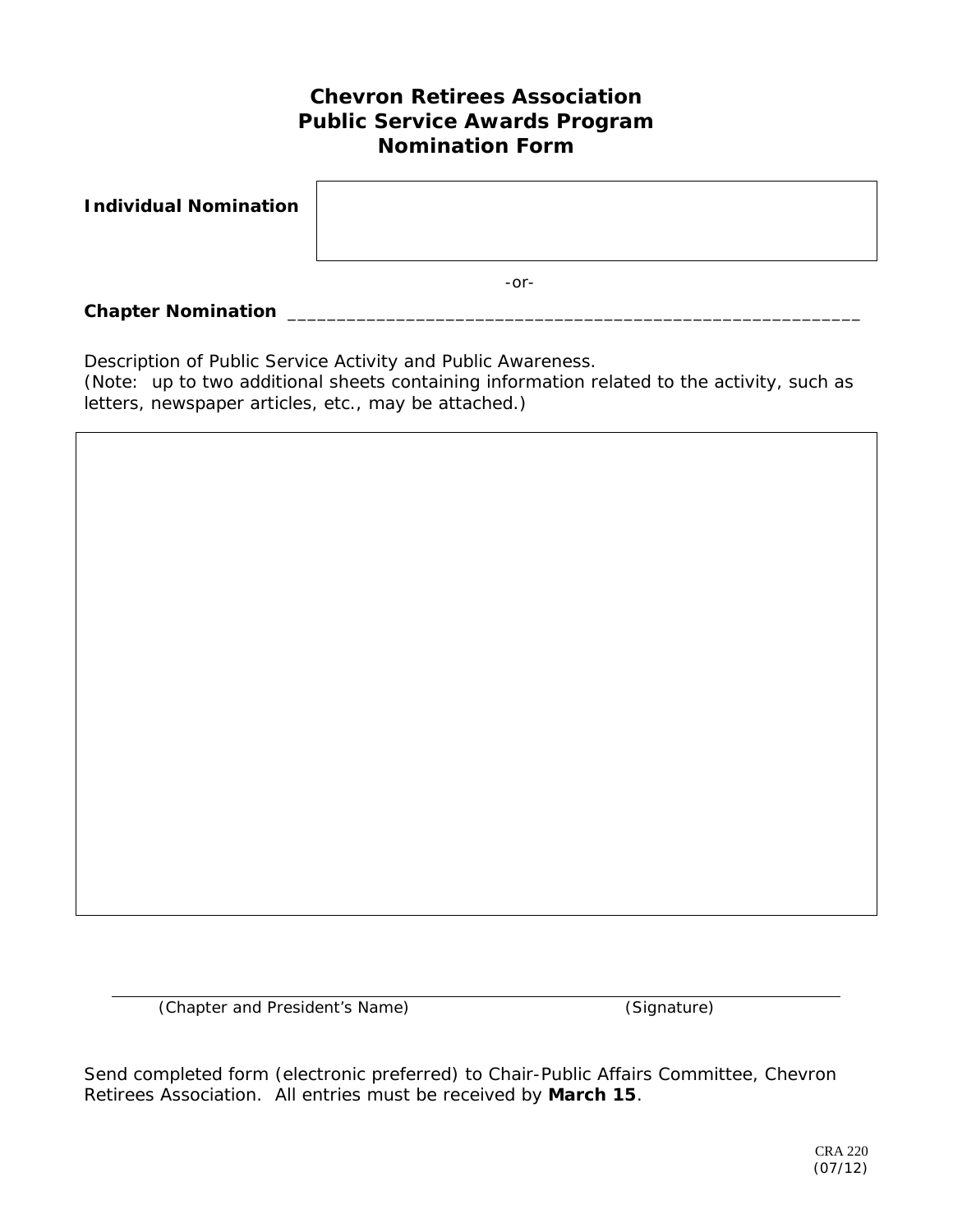# Chevron Retirees Association
# Public Service Awards Program
# Nomination Form

**Individual Nomination**

-or-

**Chapter Nomination** ___________________________________________________________

Description of Public Service Activity and Public Awareness.
*(Note: up to two additional sheets containing information related to the activity, such as letters, newspaper articles, etc., may be attached.)*

*(Chapter and President's Name)* *(Signature)*

Send completed form (electronic preferred) to Chair-Public Affairs Committee, Chevron Retirees Association. All entries must be received by **March 15**.

CRA 220
(07/12)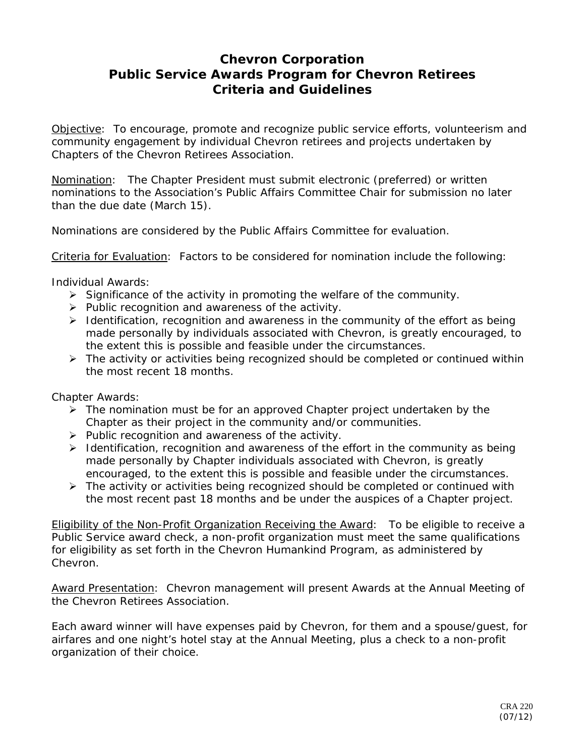# Chevron Corporation
# Public Service Awards Program for Chevron Retirees
# Criteria and Guidelines

Objective: To encourage, promote and recognize public service efforts, volunteerism and community engagement by individual Chevron retirees and projects undertaken by Chapters of the Chevron Retirees Association.

Nomination: The Chapter President must submit electronic (preferred) or written nominations to the Association's Public Affairs Committee Chair for submission no later than the due date (March 15).

Nominations are considered by the Public Affairs Committee for evaluation.

Criteria for Evaluation: Factors to be considered for nomination include the following:

Individual Awards:

- Significance of the activity in promoting the welfare of the community.
- Public recognition and awareness of the activity.
- Identification, recognition and awareness in the community of the effort as being made personally by individuals associated with Chevron, is greatly encouraged, to the extent this is possible and feasible under the circumstances.
- The activity or activities being recognized should be completed or continued within the most recent 18 months.

Chapter Awards:

- The nomination must be for an approved Chapter project undertaken by the Chapter as their project in the community and/or communities.
- Public recognition and awareness of the activity.
- Identification, recognition and awareness of the effort in the community as being made personally by Chapter individuals associated with Chevron, is greatly encouraged, to the extent this is possible and feasible under the circumstances.
- The activity or activities being recognized should be completed or continued with the most recent past 18 months and be under the auspices of a Chapter project.

Eligibility of the Non-Profit Organization Receiving the Award: To be eligible to receive a Public Service award check, a non-profit organization must meet the same qualifications for eligibility as set forth in the Chevron Humankind Program, as administered by Chevron.

Award Presentation: Chevron management will present Awards at the Annual Meeting of the Chevron Retirees Association.

Each award winner will have expenses paid by Chevron, for them and a spouse/guest, for airfares and one night's hotel stay at the Annual Meeting, plus a check to a non-profit organization of their choice.

CRA 220
(07/12)